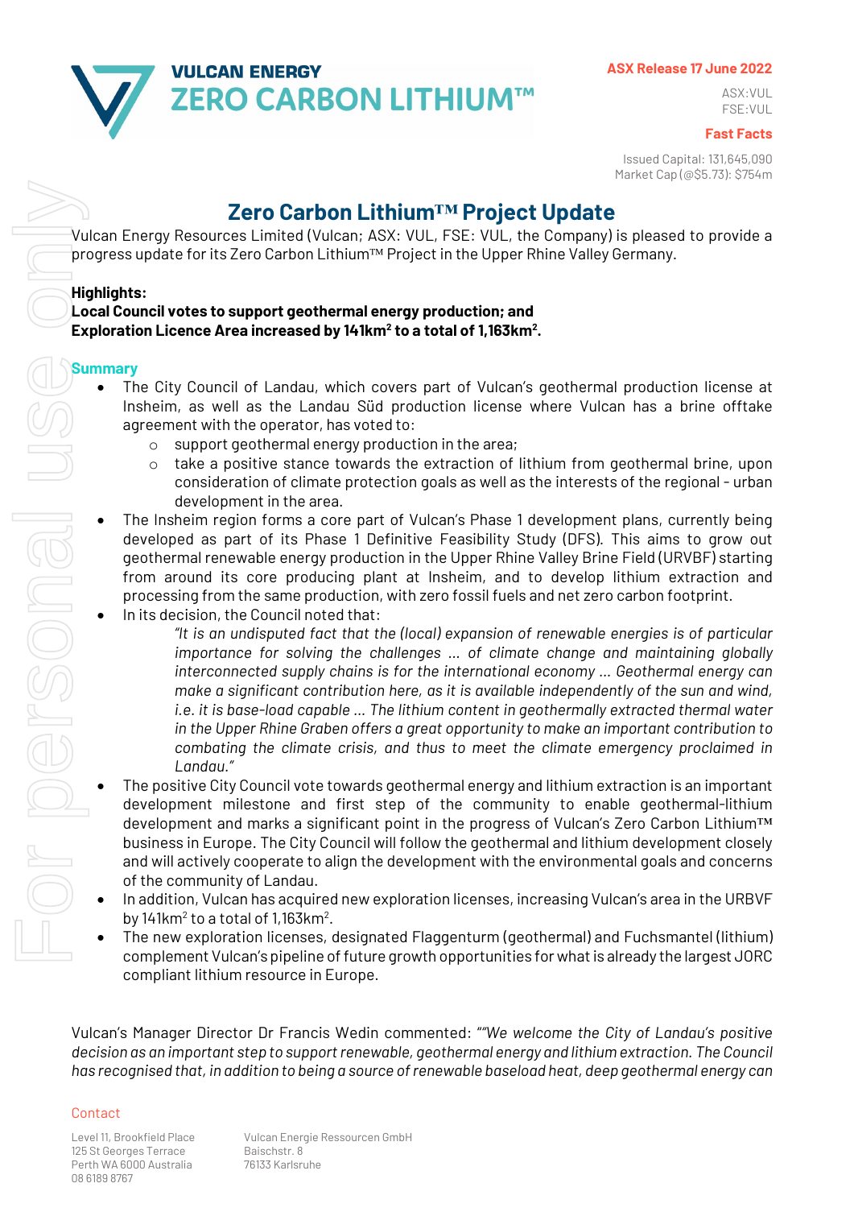**VULCAN ENERGY**
**ZERO CARBON LITHIUM™**

**ASX Release 17 June 2022**

ASX:VUL
FSE:VUL

**Fast Facts**

Issued Capital: 131,645,090
Market Cap (@$5.73): $754m

# Zero Carbon Lithium™ Project Update

Vulcan Energy Resources Limited (Vulcan; ASX: VUL, FSE: VUL, the Company) is pleased to provide a progress update for its Zero Carbon Lithium™ Project in the Upper Rhine Valley Germany.

**Highlights:**
**Local Council votes to support geothermal energy production; and**
**Exploration Licence Area increased by 141km$^2$ to a total of 1,163km$^2$.**

## Summary

- The City Council of Landau, which covers part of Vulcan's geothermal production license at Insheim, as well as the Landau Süd production license where Vulcan has a brine offtake agreement with the operator, has voted to:
  - support geothermal energy production in the area;
  - take a positive stance towards the extraction of lithium from geothermal brine, upon consideration of climate protection goals as well as the interests of the regional - urban development in the area.
- The Insheim region forms a core part of Vulcan's Phase 1 development plans, currently being developed as part of its Phase 1 Definitive Feasibility Study (DFS). This aims to grow out geothermal renewable energy production in the Upper Rhine Valley Brine Field (URVBF) starting from around its core producing plant at Insheim, and to develop lithium extraction and processing from the same production, with zero fossil fuels and net zero carbon footprint.
- In its decision, the Council noted that:

  *"It is an undisputed fact that the (local) expansion of renewable energies is of particular importance for solving the challenges … of climate change and maintaining globally interconnected supply chains is for the international economy … Geothermal energy can make a significant contribution here, as it is available independently of the sun and wind, i.e. it is base-load capable … The lithium content in geothermally extracted thermal water in the Upper Rhine Graben offers a great opportunity to make an important contribution to combating the climate crisis, and thus to meet the climate emergency proclaimed in Landau."*
- The positive City Council vote towards geothermal energy and lithium extraction is an important development milestone and first step of the community to enable geothermal-lithium development and marks a significant point in the progress of Vulcan's Zero Carbon Lithium™ business in Europe. The City Council will follow the geothermal and lithium development closely and will actively cooperate to align the development with the environmental goals and concerns of the community of Landau.
- In addition, Vulcan has acquired new exploration licenses, increasing Vulcan's area in the URBVF by 141km$^2$ to a total of 1,163km$^2$.
- The new exploration licenses, designated Flaggenturm (geothermal) and Fuchsmantel (lithium) complement Vulcan's pipeline of future growth opportunities for what is already the largest JORC compliant lithium resource in Europe.

Vulcan's Manager Director Dr Francis Wedin commented: ""*We welcome the City of Landau's positive decision as an important step to support renewable, geothermal energy and lithium extraction. The Council has recognised that, in addition to being a source of renewable baseload heat, deep geothermal energy can*

Contact

Level 11, Brookfield Place
125 St Georges Terrace
Perth WA 6000 Australia
08 6189 8767

Vulcan Energie Ressourcen GmbH
Baischstr. 8
76133 Karlsruhe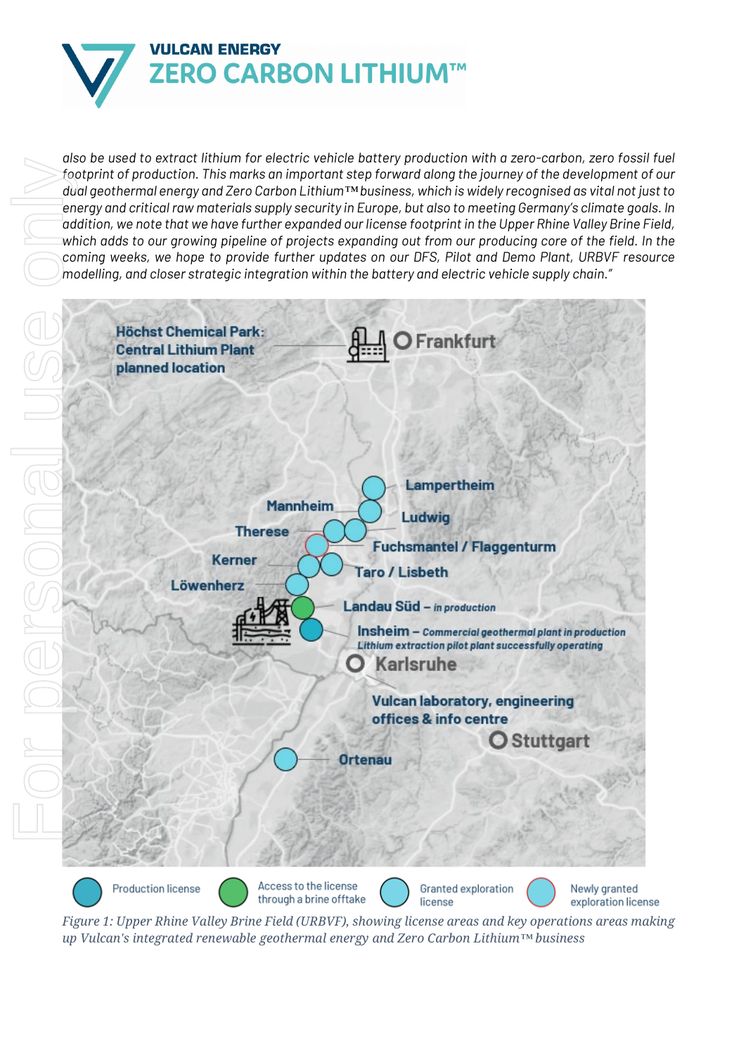*also be used to extract lithium for electric vehicle battery production with a zero-carbon, zero fossil fuel footprint of production. This marks an important step forward along the journey of the development of our dual geothermal energy and Zero Carbon Lithium™ business, which is widely recognised as vital not just to energy and critical raw materials supply security in Europe, but also to meeting Germany's climate goals. In addition, we note that we have further expanded our license footprint in the Upper Rhine Valley Brine Field, which adds to our growing pipeline of projects expanding out from our producing core of the field. In the coming weeks, we hope to provide further updates on our DFS, Pilot and Demo Plant, URBVF resource modelling, and closer strategic integration within the battery and electric vehicle supply chain."*

Höchst Chemical Park: Central Lithium Plant planned location

Frankfurt

Lampertheim

Mannheim

Ludwig

Therese

Fuchsmantel / Flaggenturm

Kerner

Taro / Lisbeth

Löwenherz

Landau Süd – *in production*

Insheim – *Commercial geothermal plant in production*
*Lithium extraction pilot plant successfully operating*

Karlsruhe

Vulcan laboratory, engineering offices & info centre

Stuttgart

Ortenau

Production license | Access to the license through a brine offtake | Granted exploration license | Newly granted exploration license

*Figure 1: Upper Rhine Valley Brine Field (URBVF), showing license areas and key operations areas making up Vulcan's integrated renewable geothermal energy and Zero Carbon Lithium™ business*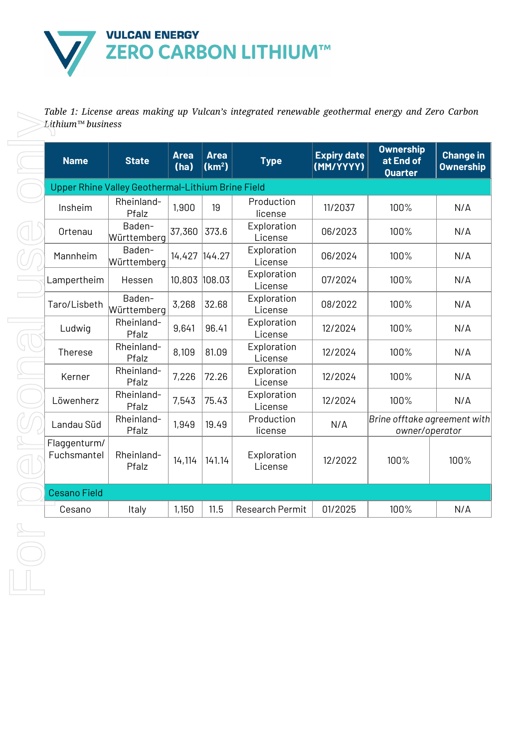*Table 1: License areas making up Vulcan's integrated renewable geothermal energy and Zero Carbon Lithium™ business*

| Name | State | Area (ha) | Area (km²) | Type | Expiry date (MM/YYYY) | Ownership at End of Quarter | Change in Ownership |
|---|---|---|---|---|---|---|---|
| Upper Rhine Valley Geothermal-Lithium Brine Field | | | | | | | |
| Insheim | Rheinland-Pfalz | 1,900 | 19 | Production license | 11/2037 | 100% | N/A |
| Ortenau | Baden-Württemberg | 37,360 | 373.6 | Exploration License | 06/2023 | 100% | N/A |
| Mannheim | Baden-Württemberg | 14,427 | 144.27 | Exploration License | 06/2024 | 100% | N/A |
| Lampertheim | Hessen | 10,803 | 108.03 | Exploration License | 07/2024 | 100% | N/A |
| Taro/Lisbeth | Baden-Württemberg | 3,268 | 32.68 | Exploration License | 08/2022 | 100% | N/A |
| Ludwig | Rheinland-Pfalz | 9,641 | 96.41 | Exploration License | 12/2024 | 100% | N/A |
| Therese | Rheinland-Pfalz | 8,109 | 81.09 | Exploration License | 12/2024 | 100% | N/A |
| Kerner | Rheinland-Pfalz | 7,226 | 72.26 | Exploration License | 12/2024 | 100% | N/A |
| Löwenherz | Rheinland-Pfalz | 7,543 | 75.43 | Exploration License | 12/2024 | 100% | N/A |
| Landau Süd | Rheinland-Pfalz | 1,949 | 19.49 | Production license | N/A | *Brine offtake agreement with owner/operator* | |
| Flaggenturm/ Fuchsmantel | Rheinland-Pfalz | 14,114 | 141.14 | Exploration License | 12/2022 | 100% | 100% |
| Cesano Field | | | | | | | |
| Cesano | Italy | 1,150 | 11.5 | Research Permit | 01/2025 | 100% | N/A |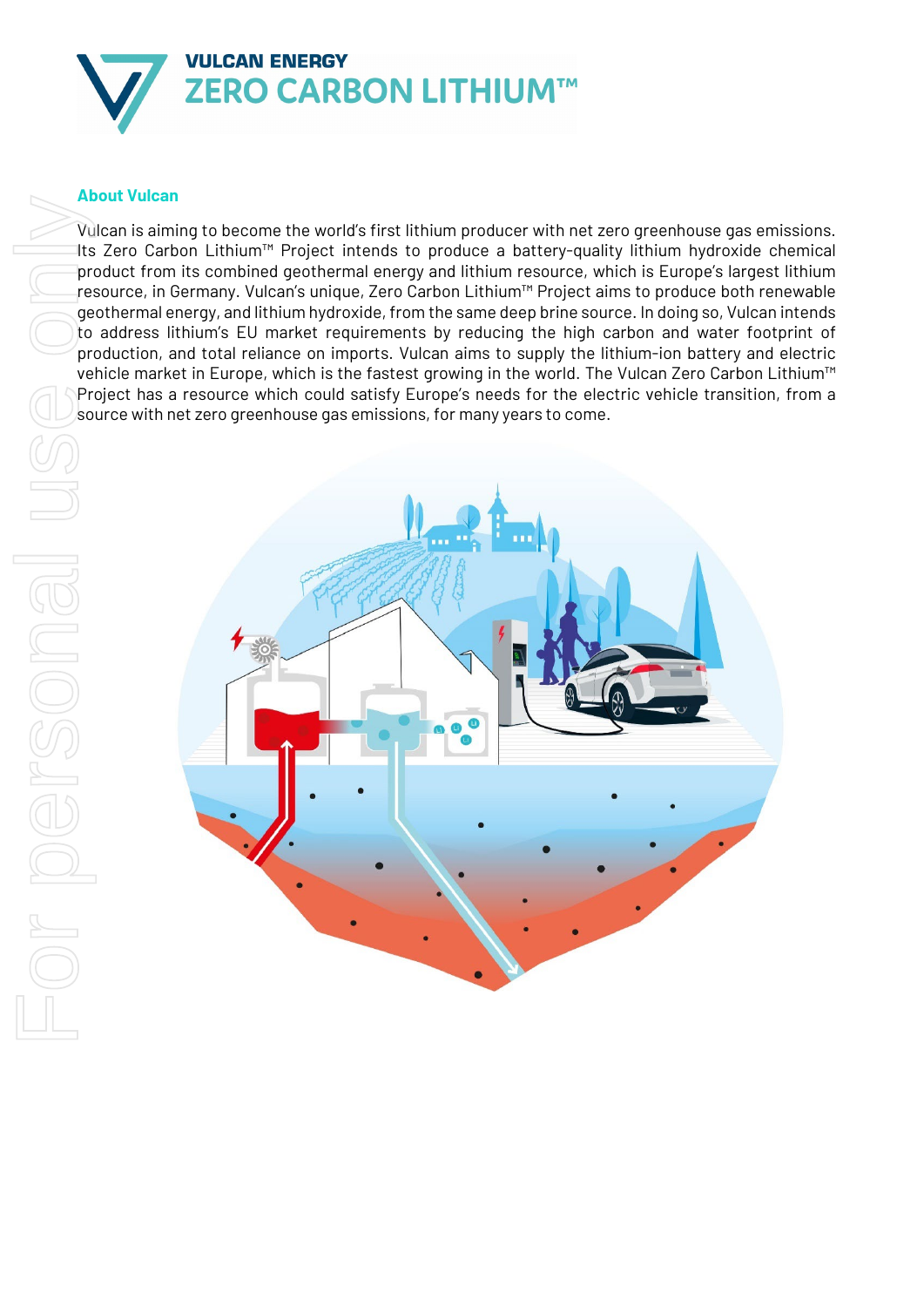## About Vulcan

Vulcan is aiming to become the world's first lithium producer with net zero greenhouse gas emissions. Its Zero Carbon Lithium™ Project intends to produce a battery-quality lithium hydroxide chemical product from its combined geothermal energy and lithium resource, which is Europe's largest lithium resource, in Germany. Vulcan's unique, Zero Carbon Lithium™ Project aims to produce both renewable geothermal energy, and lithium hydroxide, from the same deep brine source. In doing so, Vulcan intends to address lithium's EU market requirements by reducing the high carbon and water footprint of production, and total reliance on imports. Vulcan aims to supply the lithium-ion battery and electric vehicle market in Europe, which is the fastest growing in the world. The Vulcan Zero Carbon Lithium™ Project has a resource which could satisfy Europe's needs for the electric vehicle transition, from a source with net zero greenhouse gas emissions, for many years to come.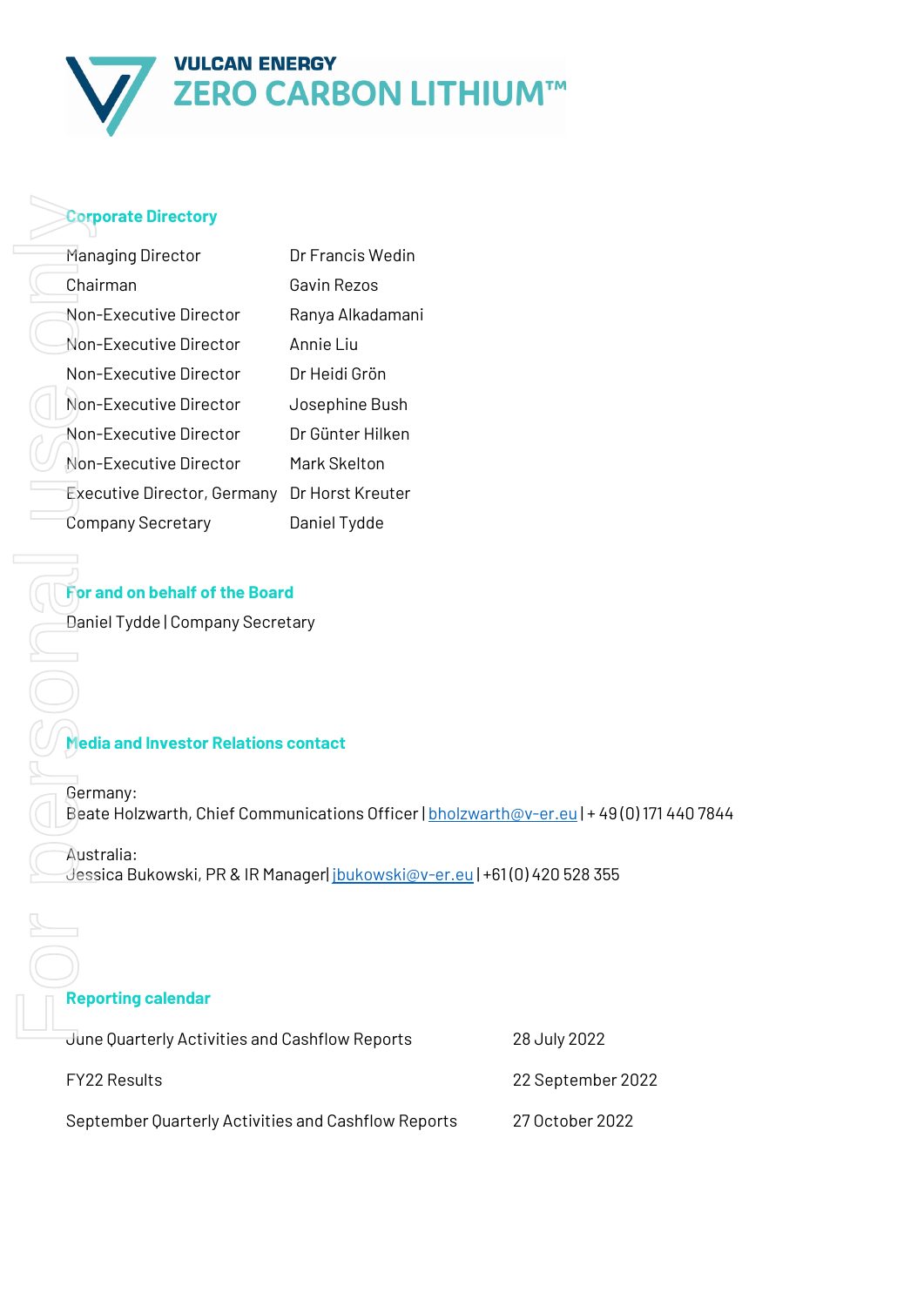## Corporate Directory

| | |
|---|---|
| Managing Director | Dr Francis Wedin |
| Chairman | Gavin Rezos |
| Non-Executive Director | Ranya Alkadamani |
| Non-Executive Director | Annie Liu |
| Non-Executive Director | Dr Heidi Grön |
| Non-Executive Director | Josephine Bush |
| Non-Executive Director | Dr Günter Hilken |
| Non-Executive Director | Mark Skelton |
| Executive Director, Germany | Dr Horst Kreuter |
| Company Secretary | Daniel Tydde |

## For and on behalf of the Board

Daniel Tydde | Company Secretary

## Media and Investor Relations contact

Germany:
Beate Holzwarth, Chief Communications Officer | bholzwarth@v-er.eu | + 49 (0) 171 440 7844

Australia:
Jessica Bukowski, PR & IR Manager| jbukowski@v-er.eu | +61 (0) 420 528 355

## Reporting calendar

| | |
|---|---|
| June Quarterly Activities and Cashflow Reports | 28 July 2022 |
| FY22 Results | 22 September 2022 |
| September Quarterly Activities and Cashflow Reports | 27 October 2022 |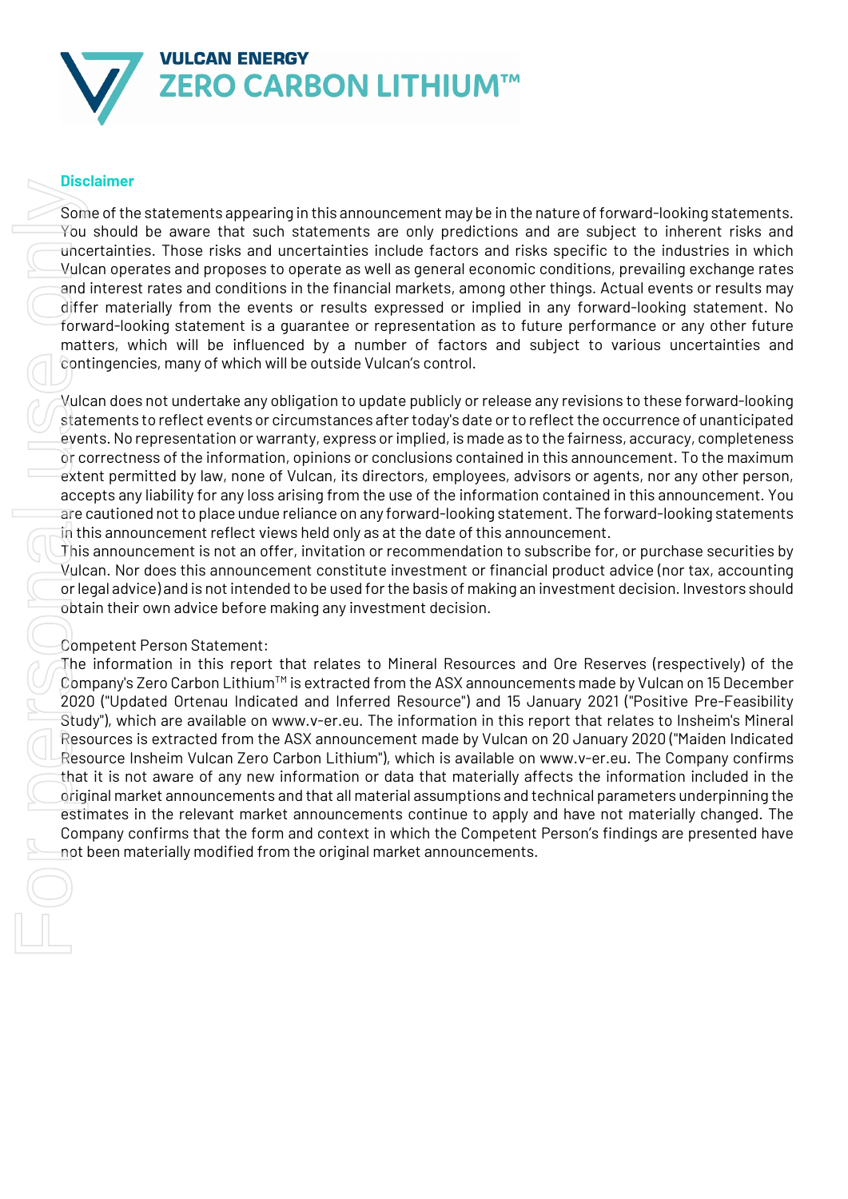## Disclaimer

Some of the statements appearing in this announcement may be in the nature of forward-looking statements. You should be aware that such statements are only predictions and are subject to inherent risks and uncertainties. Those risks and uncertainties include factors and risks specific to the industries in which Vulcan operates and proposes to operate as well as general economic conditions, prevailing exchange rates and interest rates and conditions in the financial markets, among other things. Actual events or results may differ materially from the events or results expressed or implied in any forward-looking statement. No forward-looking statement is a guarantee or representation as to future performance or any other future matters, which will be influenced by a number of factors and subject to various uncertainties and contingencies, many of which will be outside Vulcan's control.

Vulcan does not undertake any obligation to update publicly or release any revisions to these forward-looking statements to reflect events or circumstances after today's date or to reflect the occurrence of unanticipated events. No representation or warranty, express or implied, is made as to the fairness, accuracy, completeness or correctness of the information, opinions or conclusions contained in this announcement. To the maximum extent permitted by law, none of Vulcan, its directors, employees, advisors or agents, nor any other person, accepts any liability for any loss arising from the use of the information contained in this announcement. You are cautioned not to place undue reliance on any forward-looking statement. The forward-looking statements in this announcement reflect views held only as at the date of this announcement.

This announcement is not an offer, invitation or recommendation to subscribe for, or purchase securities by Vulcan. Nor does this announcement constitute investment or financial product advice (nor tax, accounting or legal advice) and is not intended to be used for the basis of making an investment decision. Investors should obtain their own advice before making any investment decision.

Competent Person Statement:

The information in this report that relates to Mineral Resources and Ore Reserves (respectively) of the Company's Zero Carbon Lithium™ is extracted from the ASX announcements made by Vulcan on 15 December 2020 ("Updated Ortenau Indicated and Inferred Resource") and 15 January 2021 ("Positive Pre-Feasibility Study"), which are available on www.v-er.eu. The information in this report that relates to Insheim's Mineral Resources is extracted from the ASX announcement made by Vulcan on 20 January 2020 ("Maiden Indicated Resource Insheim Vulcan Zero Carbon Lithium"), which is available on www.v-er.eu. The Company confirms that it is not aware of any new information or data that materially affects the information included in the original market announcements and that all material assumptions and technical parameters underpinning the estimates in the relevant market announcements continue to apply and have not materially changed. The Company confirms that the form and context in which the Competent Person's findings are presented have not been materially modified from the original market announcements.